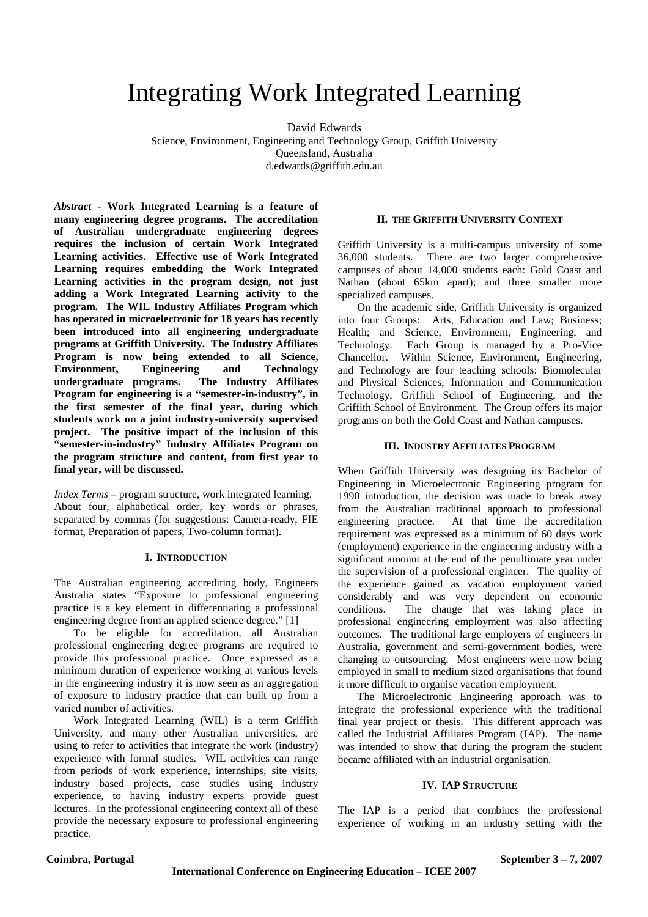# Integrating Work Integrated Learning

David Edwards
Science, Environment, Engineering and Technology Group, Griffith University
Queensland, Australia
d.edwards@griffith.edu.au

***Abstract* - Work Integrated Learning is a feature of many engineering degree programs. The accreditation of Australian undergraduate engineering degrees requires the inclusion of certain Work Integrated Learning activities. Effective use of Work Integrated Learning requires embedding the Work Integrated Learning activities in the program design, not just adding a Work Integrated Learning activity to the program. The WIL Industry Affiliates Program which has operated in microelectronic for 18 years has recently been introduced into all engineering undergraduate programs at Griffith University. The Industry Affiliates Program is now being extended to all Science, Environment, Engineering and Technology undergraduate programs. The Industry Affiliates Program for engineering is a "semester-in-industry", in the first semester of the final year, during which students work on a joint industry-university supervised project. The positive impact of the inclusion of this "semester-in-industry" Industry Affiliates Program on the program structure and content, from first year to final year, will be discussed.**

*Index Terms* – program structure, work integrated learning. About four, alphabetical order, key words or phrases, separated by commas (for suggestions: Camera-ready, FIE format, Preparation of papers, Two-column format).

## I. Introduction

The Australian engineering accrediting body, Engineers Australia states "Exposure to professional engineering practice is a key element in differentiating a professional engineering degree from an applied science degree." [1]

To be eligible for accreditation, all Australian professional engineering degree programs are required to provide this professional practice. Once expressed as a minimum duration of experience working at various levels in the engineering industry it is now seen as an aggregation of exposure to industry practice that can built up from a varied number of activities.

Work Integrated Learning (WIL) is a term Griffith University, and many other Australian universities, are using to refer to activities that integrate the work (industry) experience with formal studies. WIL activities can range from periods of work experience, internships, site visits, industry based projects, case studies using industry experience, to having industry experts provide guest lectures. In the professional engineering context all of these provide the necessary exposure to professional engineering practice.

## II. The Griffith University Context

Griffith University is a multi-campus university of some 36,000 students. There are two larger comprehensive campuses of about 14,000 students each: Gold Coast and Nathan (about 65km apart); and three smaller more specialized campuses.

On the academic side, Griffith University is organized into four Groups: Arts, Education and Law; Business; Health; and Science, Environment, Engineering, and Technology. Each Group is managed by a Pro-Vice Chancellor. Within Science, Environment, Engineering, and Technology are four teaching schools: Biomolecular and Physical Sciences, Information and Communication Technology, Griffith School of Engineering, and the Griffith School of Environment. The Group offers its major programs on both the Gold Coast and Nathan campuses.

## III. Industry Affiliates Program

When Griffith University was designing its Bachelor of Engineering in Microelectronic Engineering program for 1990 introduction, the decision was made to break away from the Australian traditional approach to professional engineering practice. At that time the accreditation requirement was expressed as a minimum of 60 days work (employment) experience in the engineering industry with a significant amount at the end of the penultimate year under the supervision of a professional engineer. The quality of the experience gained as vacation employment varied considerably and was very dependent on economic conditions. The change that was taking place in professional engineering employment was also affecting outcomes. The traditional large employers of engineers in Australia, government and semi-government bodies, were changing to outsourcing. Most engineers were now being employed in small to medium sized organisations that found it more difficult to organise vacation employment.

The Microelectronic Engineering approach was to integrate the professional experience with the traditional final year project or thesis. This different approach was called the Industrial Affiliates Program (IAP). The name was intended to show that during the program the student became affiliated with an industrial organisation.

## IV. IAP Structure

The IAP is a period that combines the professional experience of working in an industry setting with the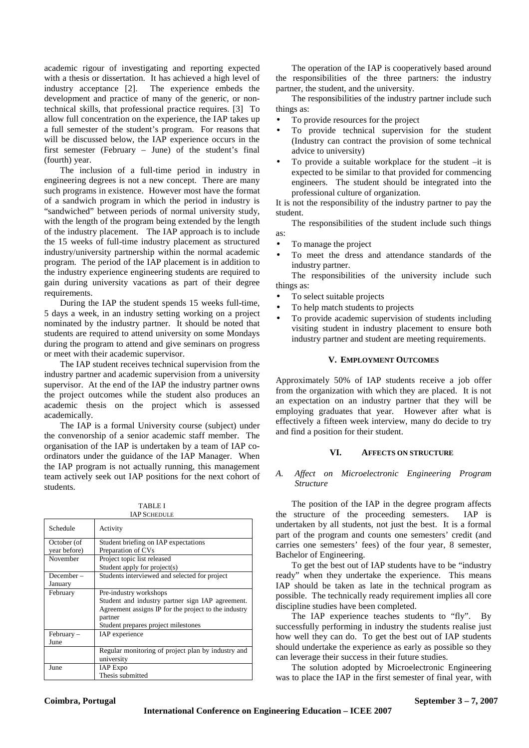academic rigour of investigating and reporting expected with a thesis or dissertation. It has achieved a high level of industry acceptance [2]. The experience embeds the development and practice of many of the generic, or non-technical skills, that professional practice requires. [3] To allow full concentration on the experience, the IAP takes up a full semester of the student's program. For reasons that will be discussed below, the IAP experience occurs in the first semester (February – June) of the student's final (fourth) year.

The inclusion of a full-time period in industry in engineering degrees is not a new concept. There are many such programs in existence. However most have the format of a sandwich program in which the period in industry is "sandwiched" between periods of normal university study, with the length of the program being extended by the length of the industry placement. The IAP approach is to include the 15 weeks of full-time industry placement as structured industry/university partnership within the normal academic program. The period of the IAP placement is in addition to the industry experience engineering students are required to gain during university vacations as part of their degree requirements.

During the IAP the student spends 15 weeks full-time, 5 days a week, in an industry setting working on a project nominated by the industry partner. It should be noted that students are required to attend university on some Mondays during the program to attend and give seminars on progress or meet with their academic supervisor.

The IAP student receives technical supervision from the industry partner and academic supervision from a university supervisor. At the end of the IAP the industry partner owns the project outcomes while the student also produces an academic thesis on the project which is assessed academically.

The IAP is a formal University course (subject) under the convenorship of a senior academic staff member. The organisation of the IAP is undertaken by a team of IAP co-ordinators under the guidance of the IAP Manager. When the IAP program is not actually running, this management team actively seek out IAP positions for the next cohort of students.

TABLE I
IAP SCHEDULE

| Schedule | Activity |
|---|---|
| October (of year before) | Student briefing on IAP expectations<br>Preparation of CVs |
| November | Project topic list released<br>Student apply for project(s) |
| December – January | Students interviewed and selected for project |
| February | Pre-industry workshops<br>Student and industry partner sign IAP agreement. Agreement assigns IP for the project to the industry partner<br>Student prepares project milestones |
| February – June | IAP experience |
| | Regular monitoring of project plan by industry and university |
| June | IAP Expo<br>Thesis submitted |

The operation of the IAP is cooperatively based around the responsibilities of the three partners: the industry partner, the student, and the university.

The responsibilities of the industry partner include such things as:

- To provide resources for the project
- To provide technical supervision for the student (Industry can contract the provision of some technical advice to university)
- To provide a suitable workplace for the student –it is expected to be similar to that provided for commencing engineers. The student should be integrated into the professional culture of organization.

It is not the responsibility of the industry partner to pay the student.

The responsibilities of the student include such things as:

- To manage the project
- To meet the dress and attendance standards of the industry partner.

The responsibilities of the university include such things as:

- To select suitable projects
- To help match students to projects
- To provide academic supervision of students including visiting student in industry placement to ensure both industry partner and student are meeting requirements.

## V. EMPLOYMENT OUTCOMES

Approximately 50% of IAP students receive a job offer from the organization with which they are placed. It is not an expectation on an industry partner that they will be employing graduates that year. However after what is effectively a fifteen week interview, many do decide to try and find a position for their student.

## VI. AFFECTS ON STRUCTURE

### A. *Affect on Microelectronic Engineering Program Structure*

The position of the IAP in the degree program affects the structure of the proceeding semesters. IAP is undertaken by all students, not just the best. It is a formal part of the program and counts one semesters' credit (and carries one semesters' fees) of the four year, 8 semester, Bachelor of Engineering.

To get the best out of IAP students have to be "industry ready" when they undertake the experience. This means IAP should be taken as late in the technical program as possible. The technically ready requirement implies all core discipline studies have been completed.

The IAP experience teaches students to "fly". By successfully performing in industry the students realise just how well they can do. To get the best out of IAP students should undertake the experience as early as possible so they can leverage their success in their future studies.

The solution adopted by Microelectronic Engineering was to place the IAP in the first semester of final year, with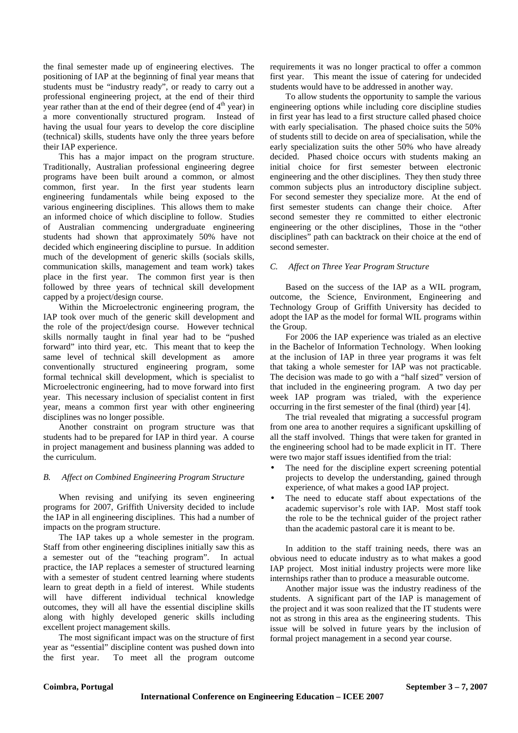the final semester made up of engineering electives. The positioning of IAP at the beginning of final year means that students must be "industry ready", or ready to carry out a professional engineering project, at the end of their third year rather than at the end of their degree (end of 4th year) in a more conventionally structured program. Instead of having the usual four years to develop the core discipline (technical) skills, students have only the three years before their IAP experience.

This has a major impact on the program structure. Traditionally, Australian professional engineering degree programs have been built around a common, or almost common, first year. In the first year students learn engineering fundamentals while being exposed to the various engineering disciplines. This allows them to make an informed choice of which discipline to follow. Studies of Australian commencing undergraduate engineering students had shown that approximately 50% have not decided which engineering discipline to pursue. In addition much of the development of generic skills (socials skills, communication skills, management and team work) takes place in the first year. The common first year is then followed by three years of technical skill development capped by a project/design course.

Within the Microelectronic engineering program, the IAP took over much of the generic skill development and the role of the project/design course. However technical skills normally taught in final year had to be "pushed forward" into third year, etc. This meant that to keep the same level of technical skill development as amore conventionally structured engineering program, some formal technical skill development, which is specialist to Microelectronic engineering, had to move forward into first year. This necessary inclusion of specialist content in first year, means a common first year with other engineering disciplines was no longer possible.

Another constraint on program structure was that students had to be prepared for IAP in third year. A course in project management and business planning was added to the curriculum.

### *B. Affect on Combined Engineering Program Structure*

When revising and unifying its seven engineering programs for 2007, Griffith University decided to include the IAP in all engineering disciplines. This had a number of impacts on the program structure.

The IAP takes up a whole semester in the program. Staff from other engineering disciplines initially saw this as a semester out of the "teaching program". In actual practice, the IAP replaces a semester of structured learning with a semester of student centred learning where students learn to great depth in a field of interest. While students will have different individual technical knowledge outcomes, they will all have the essential discipline skills along with highly developed generic skills including excellent project management skills.

The most significant impact was on the structure of first year as "essential" discipline content was pushed down into the first year. To meet all the program outcome requirements it was no longer practical to offer a common first year. This meant the issue of catering for undecided students would have to be addressed in another way.

To allow students the opportunity to sample the various engineering options while including core discipline studies in first year has lead to a first structure called phased choice with early specialisation. The phased choice suits the 50% of students still to decide on area of specialisation, while the early specialization suits the other 50% who have already decided. Phased choice occurs with students making an initial choice for first semester between electronic engineering and the other disciplines. They then study three common subjects plus an introductory discipline subject. For second semester they specialize more. At the end of first semester students can change their choice. After second semester they re committed to either electronic engineering or the other disciplines, Those in the "other disciplines" path can backtrack on their choice at the end of second semester.

### *C. Affect on Three Year Program Structure*

Based on the success of the IAP as a WIL program, outcome, the Science, Environment, Engineering and Technology Group of Griffith University has decided to adopt the IAP as the model for formal WIL programs within the Group.

For 2006 the IAP experience was trialed as an elective in the Bachelor of Information Technology. When looking at the inclusion of IAP in three year programs it was felt that taking a whole semester for IAP was not practicable. The decision was made to go with a "half sized" version of that included in the engineering program. A two day per week IAP program was trialed, with the experience occurring in the first semester of the final (third) year [4].

The trial revealed that migrating a successful program from one area to another requires a significant upskilling of all the staff involved. Things that were taken for granted in the engineering school had to be made explicit in IT. There were two major staff issues identified from the trial:

- The need for the discipline expert screening potential projects to develop the understanding, gained through experience, of what makes a good IAP project.
- The need to educate staff about expectations of the academic supervisor's role with IAP. Most staff took the role to be the technical guider of the project rather than the academic pastoral care it is meant to be.

In addition to the staff training needs, there was an obvious need to educate industry as to what makes a good IAP project. Most initial industry projects were more like internships rather than to produce a measurable outcome.

Another major issue was the industry readiness of the students. A significant part of the IAP is management of the project and it was soon realized that the IT students were not as strong in this area as the engineering students. This issue will be solved in future years by the inclusion of formal project management in a second year course.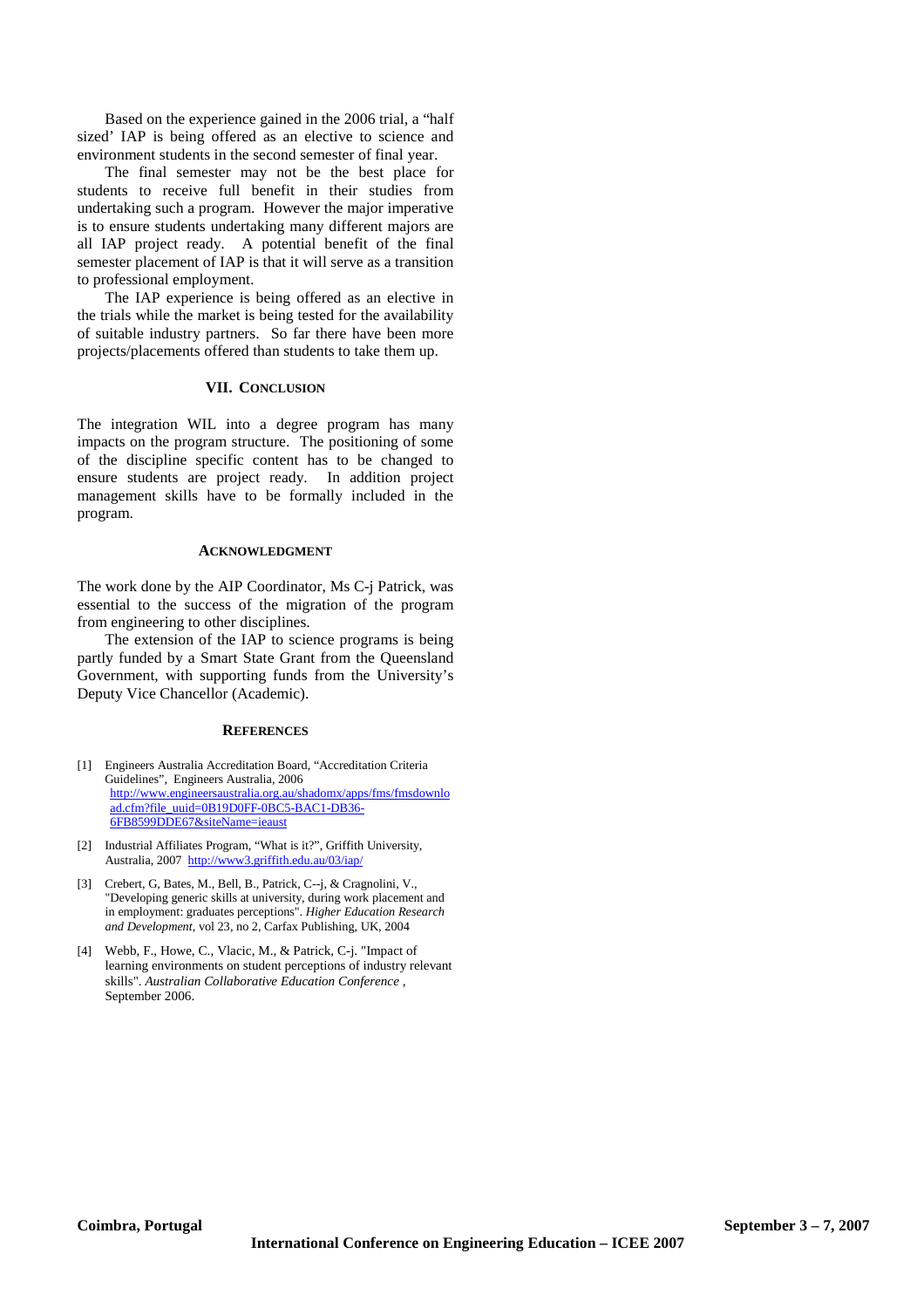Based on the experience gained in the 2006 trial, a "half sized' IAP is being offered as an elective to science and environment students in the second semester of final year.

The final semester may not be the best place for students to receive full benefit in their studies from undertaking such a program. However the major imperative is to ensure students undertaking many different majors are all IAP project ready. A potential benefit of the final semester placement of IAP is that it will serve as a transition to professional employment.

The IAP experience is being offered as an elective in the trials while the market is being tested for the availability of suitable industry partners. So far there have been more projects/placements offered than students to take them up.

## VII. Conclusion

The integration WIL into a degree program has many impacts on the program structure. The positioning of some of the discipline specific content has to be changed to ensure students are project ready. In addition project management skills have to be formally included in the program.

## Acknowledgment

The work done by the AIP Coordinator, Ms C-j Patrick, was essential to the success of the migration of the program from engineering to other disciplines.

The extension of the IAP to science programs is being partly funded by a Smart State Grant from the Queensland Government, with supporting funds from the University's Deputy Vice Chancellor (Academic).

## References

[1] Engineers Australia Accreditation Board, "Accreditation Criteria Guidelines", Engineers Australia, 2006 http://www.engineersaustralia.org.au/shadomx/apps/fms/fmsdownload.cfm?file_uuid=0B19D0FF-0BC5-BAC1-DB36-6FB8599DDE67&siteName=ieaust

[2] Industrial Affiliates Program, "What is it?", Griffith University, Australia, 2007 http://www3.griffith.edu.au/03/iap/

[3] Crebert, G, Bates, M., Bell, B., Patrick, C--j, & Cragnolini, V., "Developing generic skills at university, during work placement and in employment: graduates perceptions". *Higher Education Research and Development*, vol 23, no 2, Carfax Publishing, UK, 2004

[4] Webb, F., Howe, C., Vlacic, M., & Patrick, C-j. "Impact of learning environments on student perceptions of industry relevant skills". *Australian Collaborative Education Conference* , September 2006.